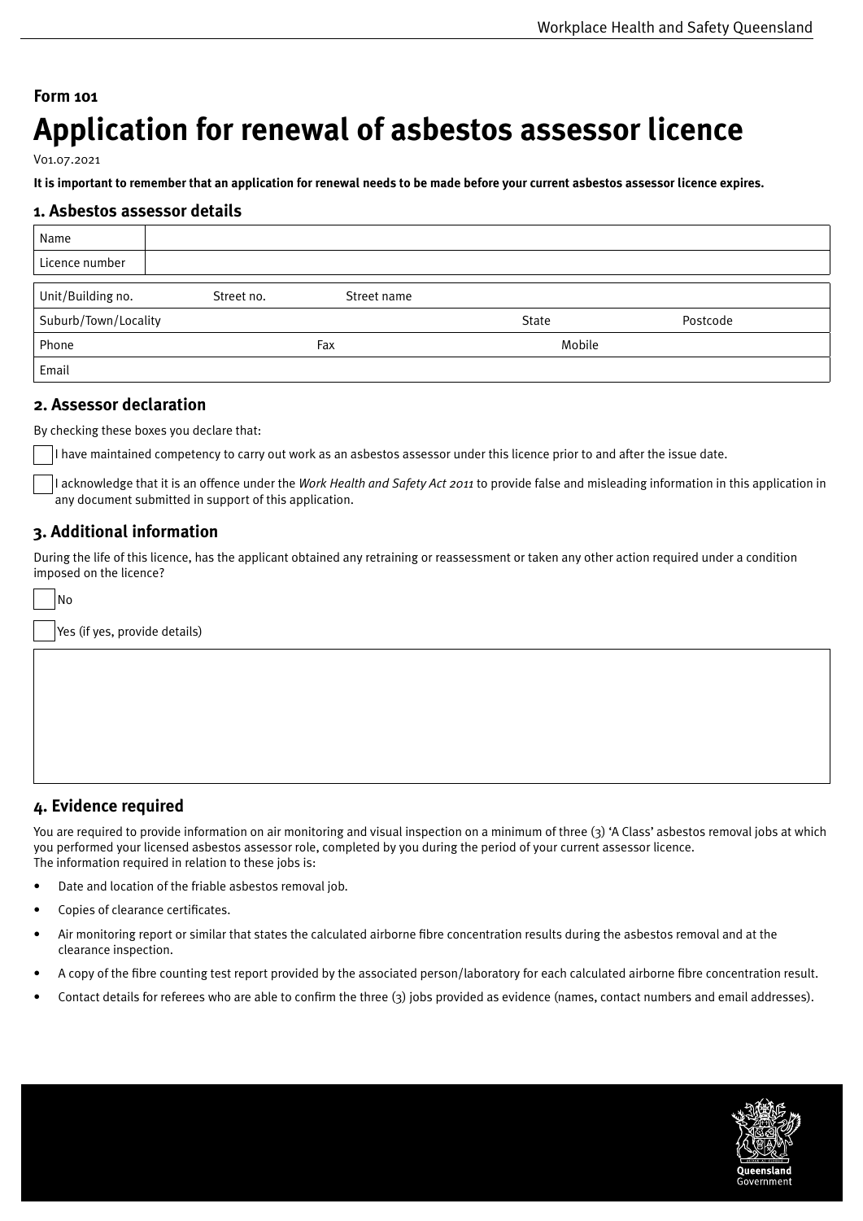**Form 101**

# Application for renewal of asbestos assessor licence

V01.07.2021

**It is important to remember that an application for renewal needs to be made before your current asbestos assessor licence expires.**

## 1. Asbestos assessor details

| Name | |
|---|---|
| Licence number | |

| Unit/Building no. | Street no. | Street name | |
|---|---|---|---|
| Suburb/Town/Locality | | State | Postcode |
| Phone | Fax | Mobile | |
| Email | | | |

## 2. Assessor declaration

By checking these boxes you declare that:

☐ I have maintained competency to carry out work as an asbestos assessor under this licence prior to and after the issue date.

☐ I acknowledge that it is an offence under the *Work Health and Safety Act 2011* to provide false and misleading information in this application in any document submitted in support of this application.

## 3. Additional information

During the life of this licence, has the applicant obtained any retraining or reassessment or taken any other action required under a condition imposed on the licence?

☐ No

☐ Yes (if yes, provide details)

## 4. Evidence required

You are required to provide information on air monitoring and visual inspection on a minimum of three (3) 'A Class' asbestos removal jobs at which you performed your licensed asbestos assessor role, completed by you during the period of your current assessor licence.
The information required in relation to these jobs is:

- Date and location of the friable asbestos removal job.
- Copies of clearance certificates.
- Air monitoring report or similar that states the calculated airborne fibre concentration results during the asbestos removal and at the clearance inspection.
- A copy of the fibre counting test report provided by the associated person/laboratory for each calculated airborne fibre concentration result.
- Contact details for referees who are able to confirm the three (3) jobs provided as evidence (names, contact numbers and email addresses).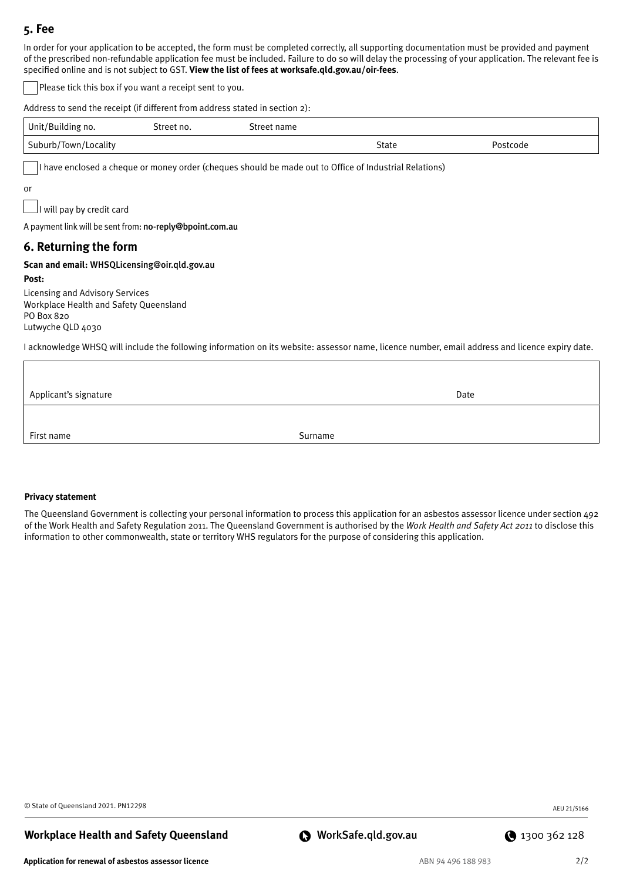## 5. Fee

In order for your application to be accepted, the form must be completed correctly, all supporting documentation must be provided and payment of the prescribed non-refundable application fee must be included. Failure to do so will delay the processing of your application. The relevant fee is specified online and is not subject to GST. **View the list of fees at worksafe.qld.gov.au/oir-fees**.

☐ Please tick this box if you want a receipt sent to you.

Address to send the receipt (if different from address stated in section 2):

| | | | | |
|---|---|---|---|---|
| Unit/Building no. | Street no. | Street name | | |
| Suburb/Town/Locality | | | State | Postcode |

☐ I have enclosed a cheque or money order (cheques should be made out to Office of Industrial Relations)

or

☐ I will pay by credit card

A payment link will be sent from: **no-reply@bpoint.com.au**

## 6. Returning the form

**Scan and email:** WHSQLicensing@oir.qld.gov.au

**Post:**

Licensing and Advisory Services
Workplace Health and Safety Queensland
PO Box 820
Lutwyche QLD 4030

I acknowledge WHSQ will include the following information on its website: assessor name, licence number, email address and licence expiry date.

| | |
|---|---|
| Applicant's signature | Date |
| First name | Surname |

**Privacy statement**

The Queensland Government is collecting your personal information to process this application for an asbestos assessor licence under section 492 of the Work Health and Safety Regulation 2011. The Queensland Government is authorised by the *Work Health and Safety Act 2011* to disclose this information to other commonwealth, state or territory WHS regulators for the purpose of considering this application.

© State of Queensland 2021. PN12298

AEU 21/5166

**Workplace Health and Safety Queensland** WorkSafe.qld.gov.au 1300 362 128

**Application for renewal of asbestos assessor licence** ABN 94 496 188 983